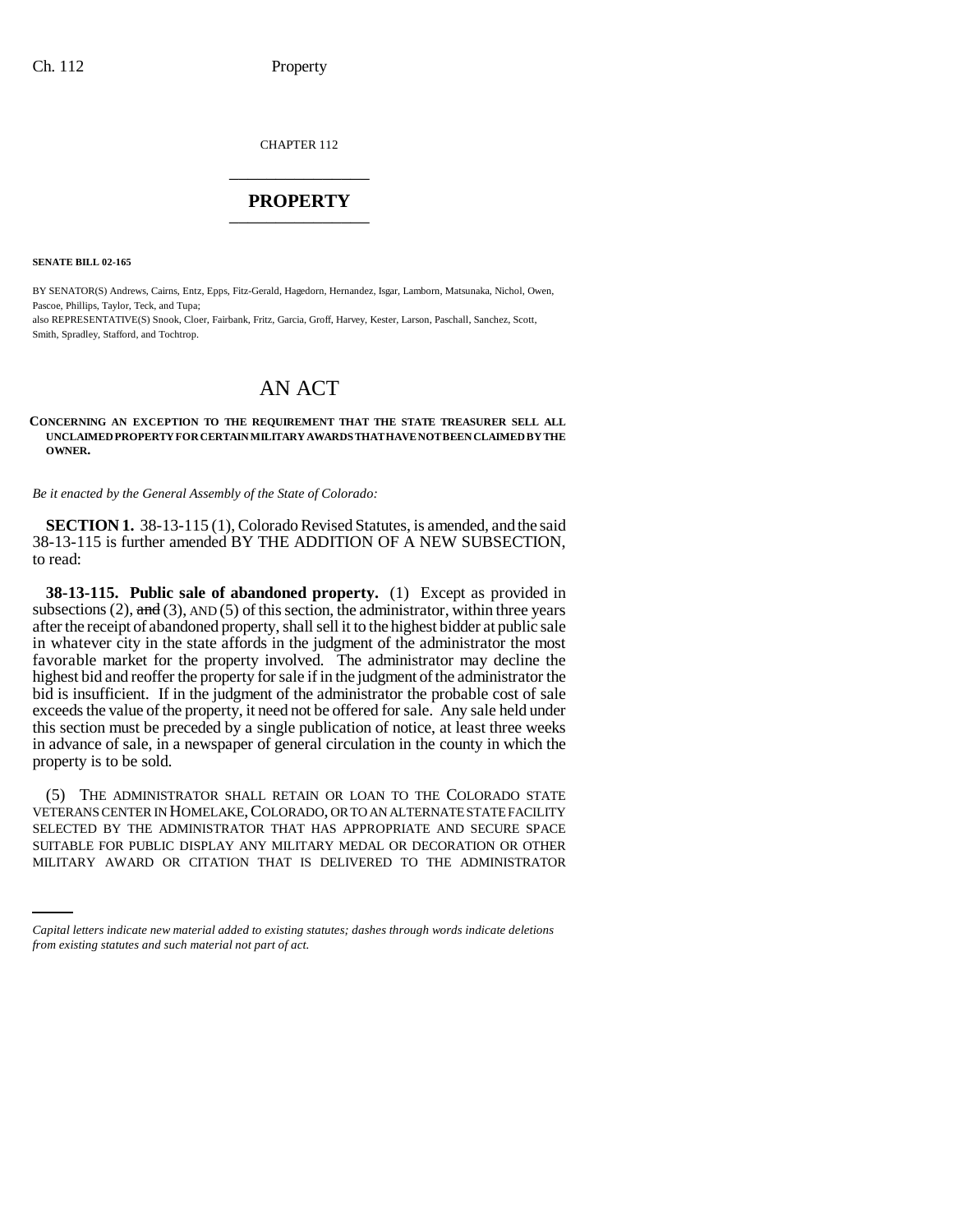CHAPTER 112

# PROPERTY

**SENATE BILL 02-165**

BY SENATOR(S) Andrews, Cairns, Entz, Epps, Fitz-Gerald, Hagedorn, Hernandez, Isgar, Lamborn, Matsunaka, Nichol, Owen, Pascoe, Phillips, Taylor, Teck, and Tupa;
also REPRESENTATIVE(S) Snook, Cloer, Fairbank, Fritz, Garcia, Groff, Harvey, Kester, Larson, Paschall, Sanchez, Scott, Smith, Spradley, Stafford, and Tochtrop.

## AN ACT

**CONCERNING AN EXCEPTION TO THE REQUIREMENT THAT THE STATE TREASURER SELL ALL UNCLAIMED PROPERTY FOR CERTAIN MILITARY AWARDS THAT HAVE NOT BEEN CLAIMED BY THE OWNER.**

*Be it enacted by the General Assembly of the State of Colorado:*

**SECTION 1.** 38-13-115 (1), Colorado Revised Statutes, is amended, and the said 38-13-115 is further amended BY THE ADDITION OF A NEW SUBSECTION, to read:

**38-13-115. Public sale of abandoned property.** (1) Except as provided in subsections (2), ~~and~~ (3), AND (5) of this section, the administrator, within three years after the receipt of abandoned property, shall sell it to the highest bidder at public sale in whatever city in the state affords in the judgment of the administrator the most favorable market for the property involved. The administrator may decline the highest bid and reoffer the property for sale if in the judgment of the administrator the bid is insufficient. If in the judgment of the administrator the probable cost of sale exceeds the value of the property, it need not be offered for sale. Any sale held under this section must be preceded by a single publication of notice, at least three weeks in advance of sale, in a newspaper of general circulation in the county in which the property is to be sold.

(5) THE ADMINISTRATOR SHALL RETAIN OR LOAN TO THE COLORADO STATE VETERANS CENTER IN HOMELAKE, COLORADO, OR TO AN ALTERNATE STATE FACILITY SELECTED BY THE ADMINISTRATOR THAT HAS APPROPRIATE AND SECURE SPACE SUITABLE FOR PUBLIC DISPLAY ANY MILITARY MEDAL OR DECORATION OR OTHER MILITARY AWARD OR CITATION THAT IS DELIVERED TO THE ADMINISTRATOR

*Capital letters indicate new material added to existing statutes; dashes through words indicate deletions from existing statutes and such material not part of act.*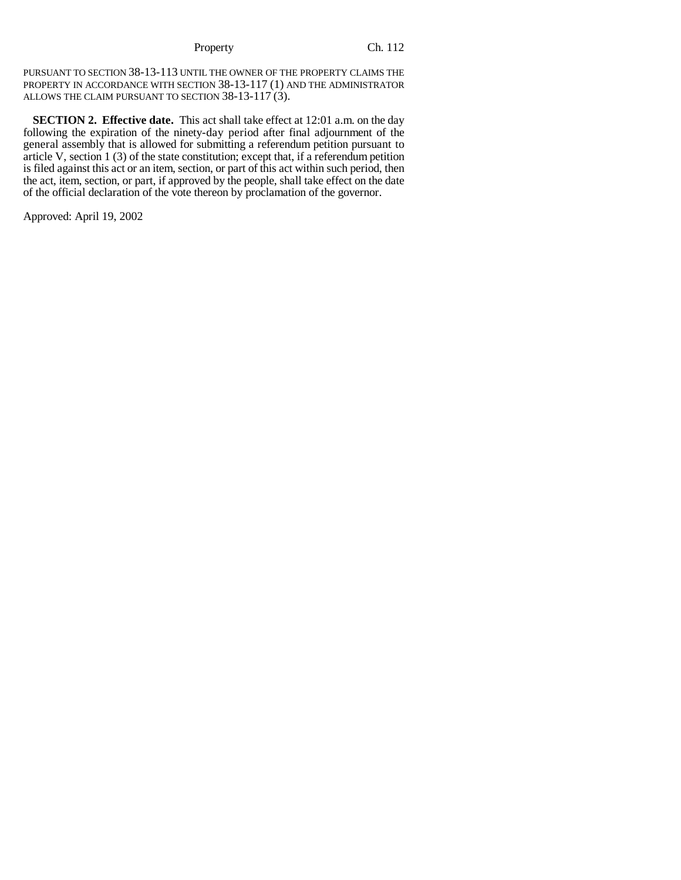PURSUANT TO SECTION 38-13-113 UNTIL THE OWNER OF THE PROPERTY CLAIMS THE PROPERTY IN ACCORDANCE WITH SECTION 38-13-117 (1) AND THE ADMINISTRATOR ALLOWS THE CLAIM PURSUANT TO SECTION 38-13-117 (3).

**SECTION 2. Effective date.** This act shall take effect at 12:01 a.m. on the day following the expiration of the ninety-day period after final adjournment of the general assembly that is allowed for submitting a referendum petition pursuant to article V, section 1 (3) of the state constitution; except that, if a referendum petition is filed against this act or an item, section, or part of this act within such period, then the act, item, section, or part, if approved by the people, shall take effect on the date of the official declaration of the vote thereon by proclamation of the governor.

Approved: April 19, 2002